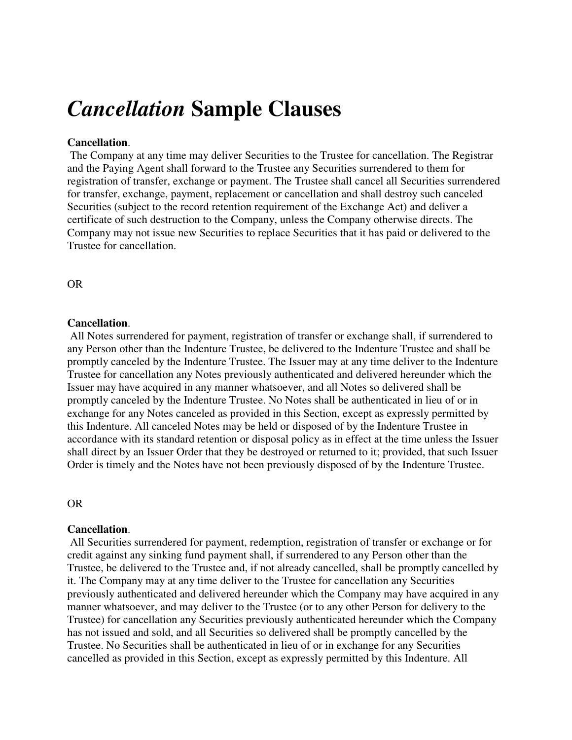# *Cancellation* Sample Clauses

**Cancellation**.

The Company at any time may deliver Securities to the Trustee for cancellation. The Registrar and the Paying Agent shall forward to the Trustee any Securities surrendered to them for registration of transfer, exchange or payment. The Trustee shall cancel all Securities surrendered for transfer, exchange, payment, replacement or cancellation and shall destroy such canceled Securities (subject to the record retention requirement of the Exchange Act) and deliver a certificate of such destruction to the Company, unless the Company otherwise directs. The Company may not issue new Securities to replace Securities that it has paid or delivered to the Trustee for cancellation.

OR

**Cancellation**.

All Notes surrendered for payment, registration of transfer or exchange shall, if surrendered to any Person other than the Indenture Trustee, be delivered to the Indenture Trustee and shall be promptly canceled by the Indenture Trustee. The Issuer may at any time deliver to the Indenture Trustee for cancellation any Notes previously authenticated and delivered hereunder which the Issuer may have acquired in any manner whatsoever, and all Notes so delivered shall be promptly canceled by the Indenture Trustee. No Notes shall be authenticated in lieu of or in exchange for any Notes canceled as provided in this Section, except as expressly permitted by this Indenture. All canceled Notes may be held or disposed of by the Indenture Trustee in accordance with its standard retention or disposal policy as in effect at the time unless the Issuer shall direct by an Issuer Order that they be destroyed or returned to it; provided, that such Issuer Order is timely and the Notes have not been previously disposed of by the Indenture Trustee.

OR

**Cancellation**.

All Securities surrendered for payment, redemption, registration of transfer or exchange or for credit against any sinking fund payment shall, if surrendered to any Person other than the Trustee, be delivered to the Trustee and, if not already cancelled, shall be promptly cancelled by it. The Company may at any time deliver to the Trustee for cancellation any Securities previously authenticated and delivered hereunder which the Company may have acquired in any manner whatsoever, and may deliver to the Trustee (or to any other Person for delivery to the Trustee) for cancellation any Securities previously authenticated hereunder which the Company has not issued and sold, and all Securities so delivered shall be promptly cancelled by the Trustee. No Securities shall be authenticated in lieu of or in exchange for any Securities cancelled as provided in this Section, except as expressly permitted by this Indenture. All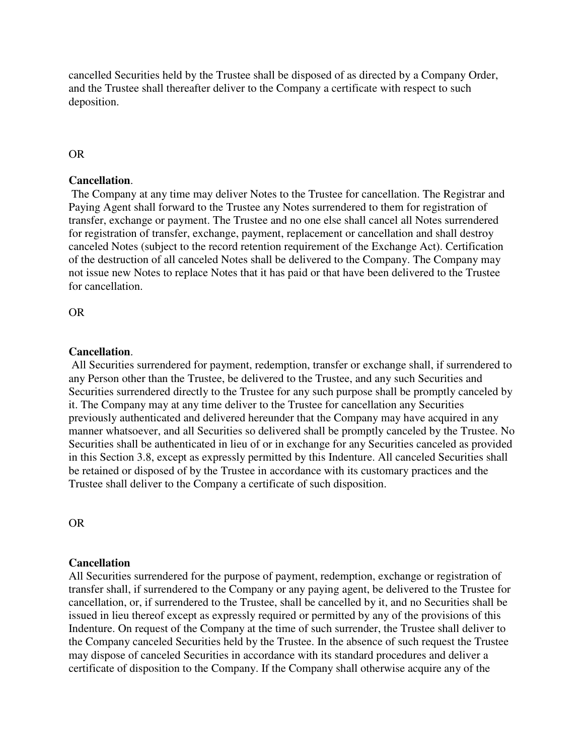cancelled Securities held by the Trustee shall be disposed of as directed by a Company Order, and the Trustee shall thereafter deliver to the Company a certificate with respect to such deposition.

OR

**Cancellation**.

The Company at any time may deliver Notes to the Trustee for cancellation. The Registrar and Paying Agent shall forward to the Trustee any Notes surrendered to them for registration of transfer, exchange or payment. The Trustee and no one else shall cancel all Notes surrendered for registration of transfer, exchange, payment, replacement or cancellation and shall destroy canceled Notes (subject to the record retention requirement of the Exchange Act). Certification of the destruction of all canceled Notes shall be delivered to the Company. The Company may not issue new Notes to replace Notes that it has paid or that have been delivered to the Trustee for cancellation.

OR

**Cancellation**.

All Securities surrendered for payment, redemption, transfer or exchange shall, if surrendered to any Person other than the Trustee, be delivered to the Trustee, and any such Securities and Securities surrendered directly to the Trustee for any such purpose shall be promptly canceled by it. The Company may at any time deliver to the Trustee for cancellation any Securities previously authenticated and delivered hereunder that the Company may have acquired in any manner whatsoever, and all Securities so delivered shall be promptly canceled by the Trustee. No Securities shall be authenticated in lieu of or in exchange for any Securities canceled as provided in this Section 3.8, except as expressly permitted by this Indenture. All canceled Securities shall be retained or disposed of by the Trustee in accordance with its customary practices and the Trustee shall deliver to the Company a certificate of such disposition.

OR

**Cancellation**

All Securities surrendered for the purpose of payment, redemption, exchange or registration of transfer shall, if surrendered to the Company or any paying agent, be delivered to the Trustee for cancellation, or, if surrendered to the Trustee, shall be cancelled by it, and no Securities shall be issued in lieu thereof except as expressly required or permitted by any of the provisions of this Indenture. On request of the Company at the time of such surrender, the Trustee shall deliver to the Company canceled Securities held by the Trustee. In the absence of such request the Trustee may dispose of canceled Securities in accordance with its standard procedures and deliver a certificate of disposition to the Company. If the Company shall otherwise acquire any of the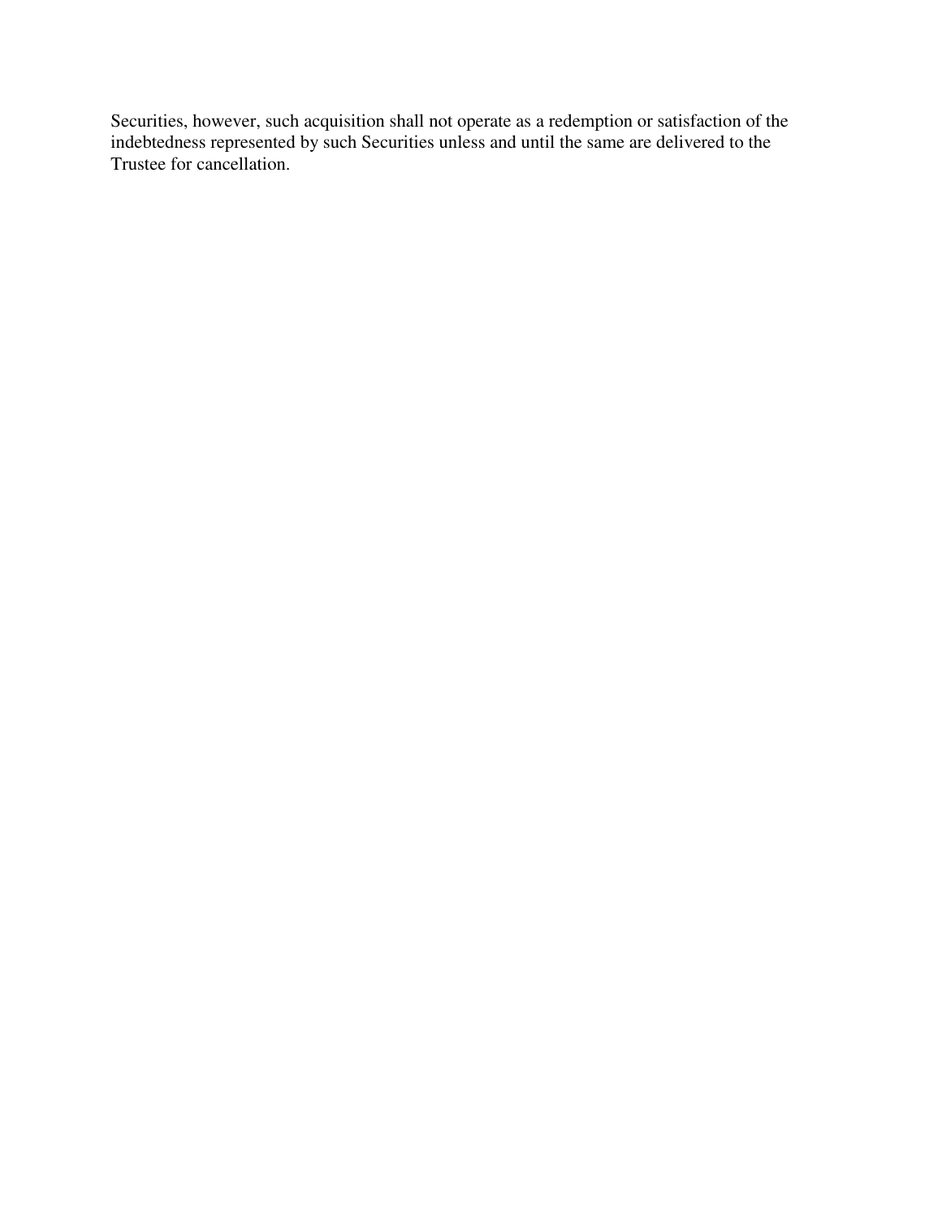Securities, however, such acquisition shall not operate as a redemption or satisfaction of the indebtedness represented by such Securities unless and until the same are delivered to the Trustee for cancellation.